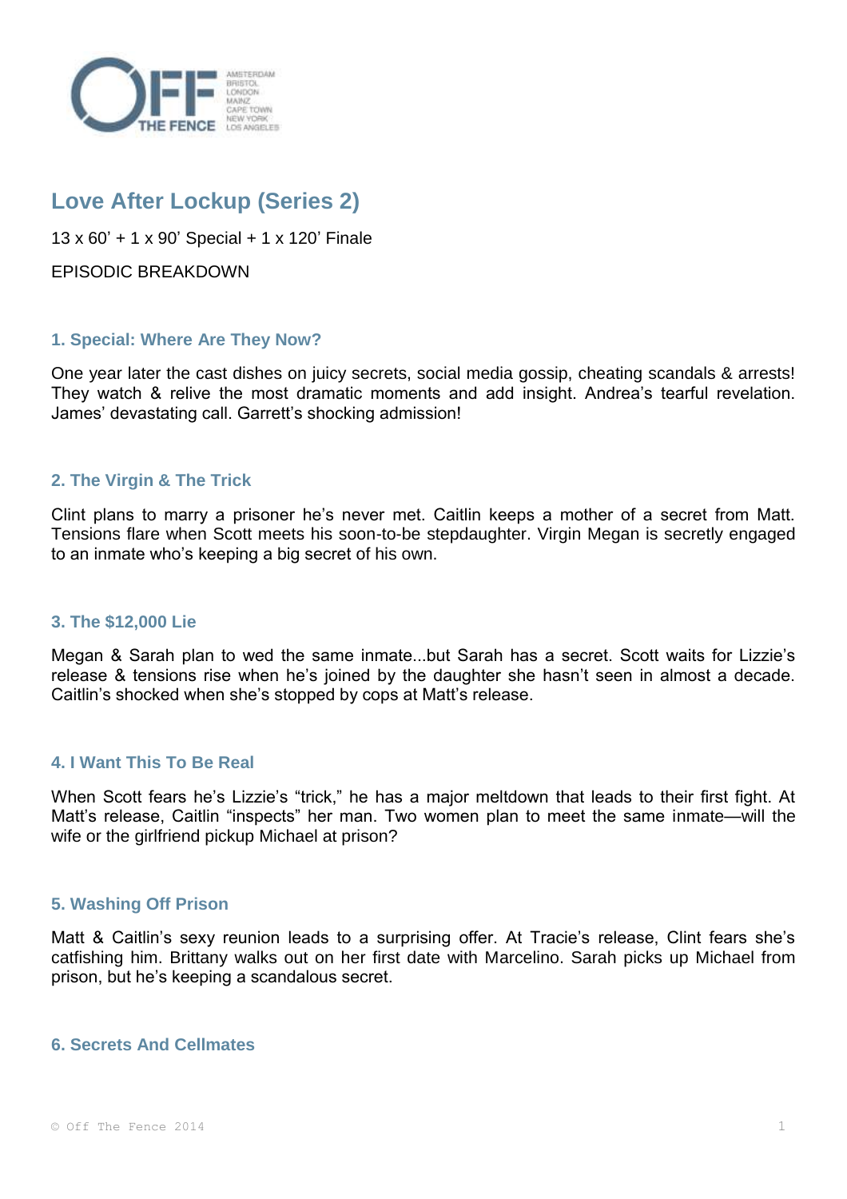# Love After Lockup (Series 2)

13 x 60' + 1 x 90' Special + 1 x 120' Finale

EPISODIC BREAKDOWN

### 1. Special: Where Are They Now?

One year later the cast dishes on juicy secrets, social media gossip, cheating scandals & arrests! They watch & relive the most dramatic moments and add insight. Andrea's tearful revelation. James' devastating call. Garrett's shocking admission!

### 2. The Virgin & The Trick

Clint plans to marry a prisoner he's never met. Caitlin keeps a mother of a secret from Matt. Tensions flare when Scott meets his soon-to-be stepdaughter. Virgin Megan is secretly engaged to an inmate who's keeping a big secret of his own.

### 3. The $12,000 Lie

Megan & Sarah plan to wed the same inmate...but Sarah has a secret. Scott waits for Lizzie's release & tensions rise when he's joined by the daughter she hasn't seen in almost a decade. Caitlin's shocked when she's stopped by cops at Matt's release.

### 4. I Want This To Be Real

When Scott fears he's Lizzie's "trick," he has a major meltdown that leads to their first fight. At Matt's release, Caitlin "inspects" her man. Two women plan to meet the same inmate—will the wife or the girlfriend pickup Michael at prison?

### 5. Washing Off Prison

Matt & Caitlin's sexy reunion leads to a surprising offer. At Tracie's release, Clint fears she's catfishing him. Brittany walks out on her first date with Marcelino. Sarah picks up Michael from prison, but he's keeping a scandalous secret.

### 6. Secrets And Cellmates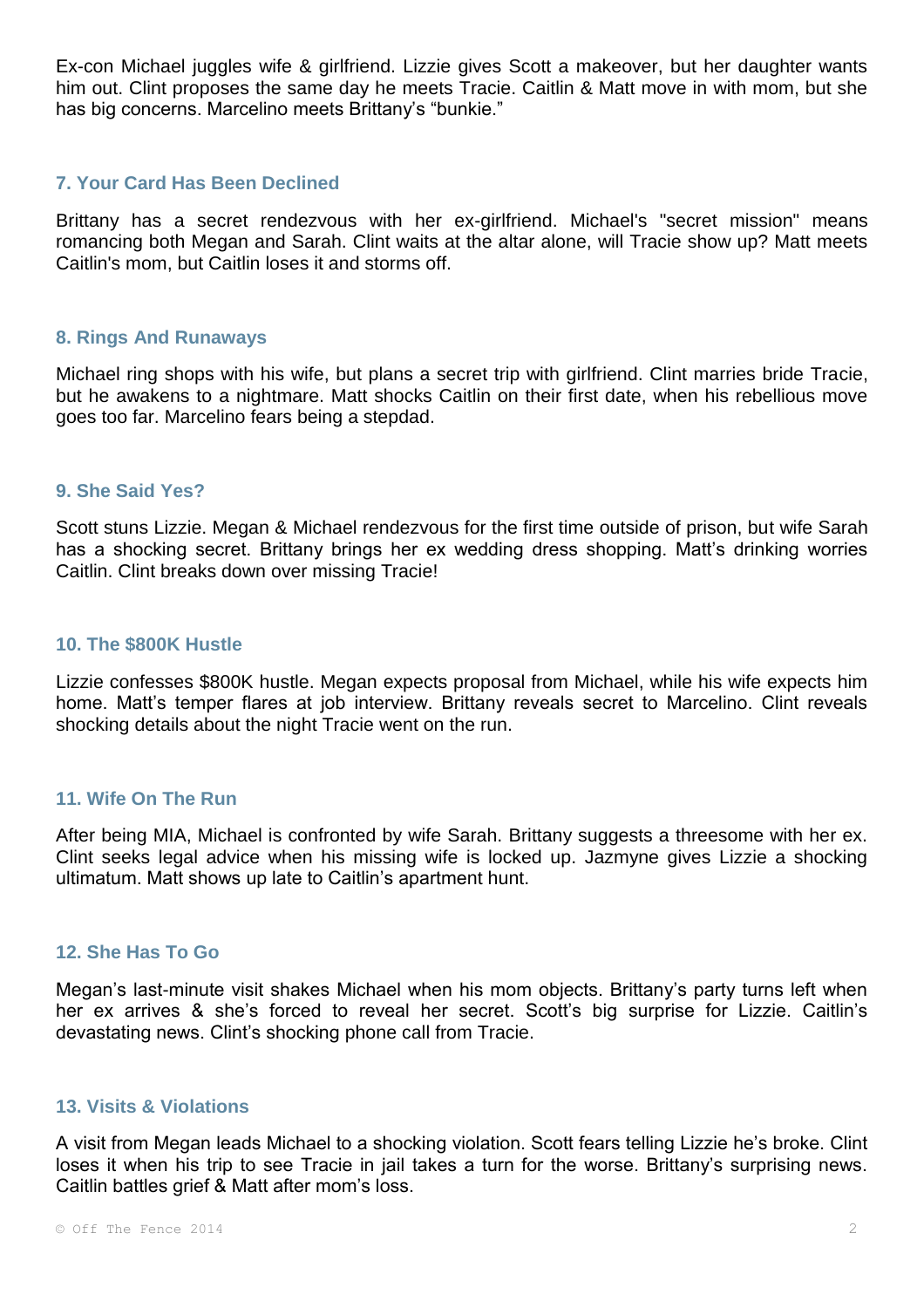Ex-con Michael juggles wife & girlfriend. Lizzie gives Scott a makeover, but her daughter wants him out. Clint proposes the same day he meets Tracie. Caitlin & Matt move in with mom, but she has big concerns. Marcelino meets Brittany's "bunkie."

### 7. Your Card Has Been Declined

Brittany has a secret rendezvous with her ex-girlfriend. Michael's "secret mission" means romancing both Megan and Sarah. Clint waits at the altar alone, will Tracie show up? Matt meets Caitlin's mom, but Caitlin loses it and storms off.

### 8. Rings And Runaways

Michael ring shops with his wife, but plans a secret trip with girlfriend. Clint marries bride Tracie, but he awakens to a nightmare. Matt shocks Caitlin on their first date, when his rebellious move goes too far. Marcelino fears being a stepdad.

### 9. She Said Yes?

Scott stuns Lizzie. Megan & Michael rendezvous for the first time outside of prison, but wife Sarah has a shocking secret. Brittany brings her ex wedding dress shopping. Matt's drinking worries Caitlin. Clint breaks down over missing Tracie!

### 10. The $800K Hustle

Lizzie confesses $800K hustle. Megan expects proposal from Michael, while his wife expects him home. Matt's temper flares at job interview. Brittany reveals secret to Marcelino. Clint reveals shocking details about the night Tracie went on the run.

### 11. Wife On The Run

After being MIA, Michael is confronted by wife Sarah. Brittany suggests a threesome with her ex. Clint seeks legal advice when his missing wife is locked up. Jazmyne gives Lizzie a shocking ultimatum. Matt shows up late to Caitlin's apartment hunt.

### 12. She Has To Go

Megan's last-minute visit shakes Michael when his mom objects. Brittany's party turns left when her ex arrives & she's forced to reveal her secret. Scott's big surprise for Lizzie. Caitlin's devastating news. Clint's shocking phone call from Tracie.

### 13. Visits & Violations

A visit from Megan leads Michael to a shocking violation. Scott fears telling Lizzie he's broke. Clint loses it when his trip to see Tracie in jail takes a turn for the worse. Brittany's surprising news. Caitlin battles grief & Matt after mom's loss.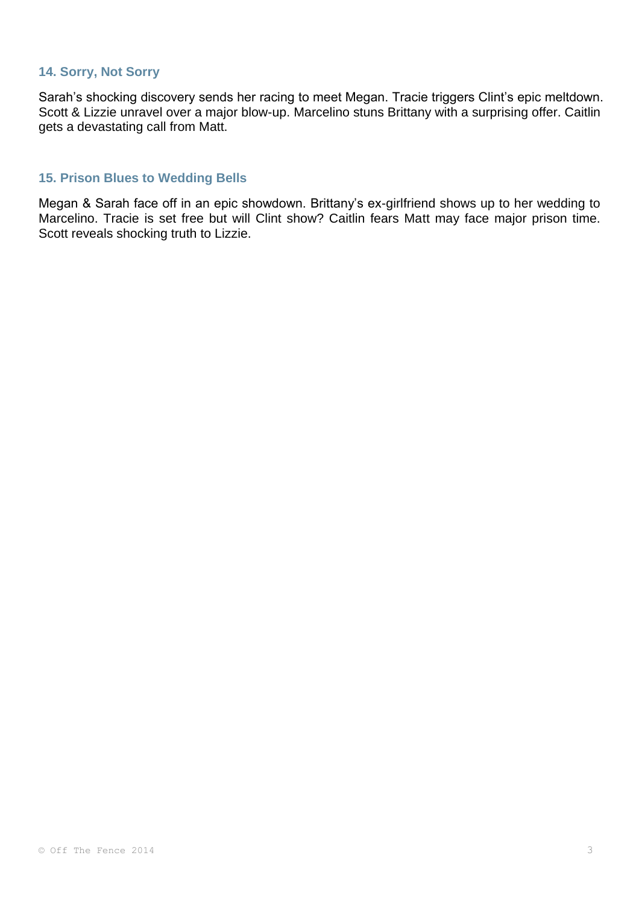### 14. Sorry, Not Sorry

Sarah's shocking discovery sends her racing to meet Megan. Tracie triggers Clint's epic meltdown. Scott & Lizzie unravel over a major blow-up. Marcelino stuns Brittany with a surprising offer. Caitlin gets a devastating call from Matt.

### 15. Prison Blues to Wedding Bells

Megan & Sarah face off in an epic showdown. Brittany's ex-girlfriend shows up to her wedding to Marcelino. Tracie is set free but will Clint show? Caitlin fears Matt may face major prison time. Scott reveals shocking truth to Lizzie.